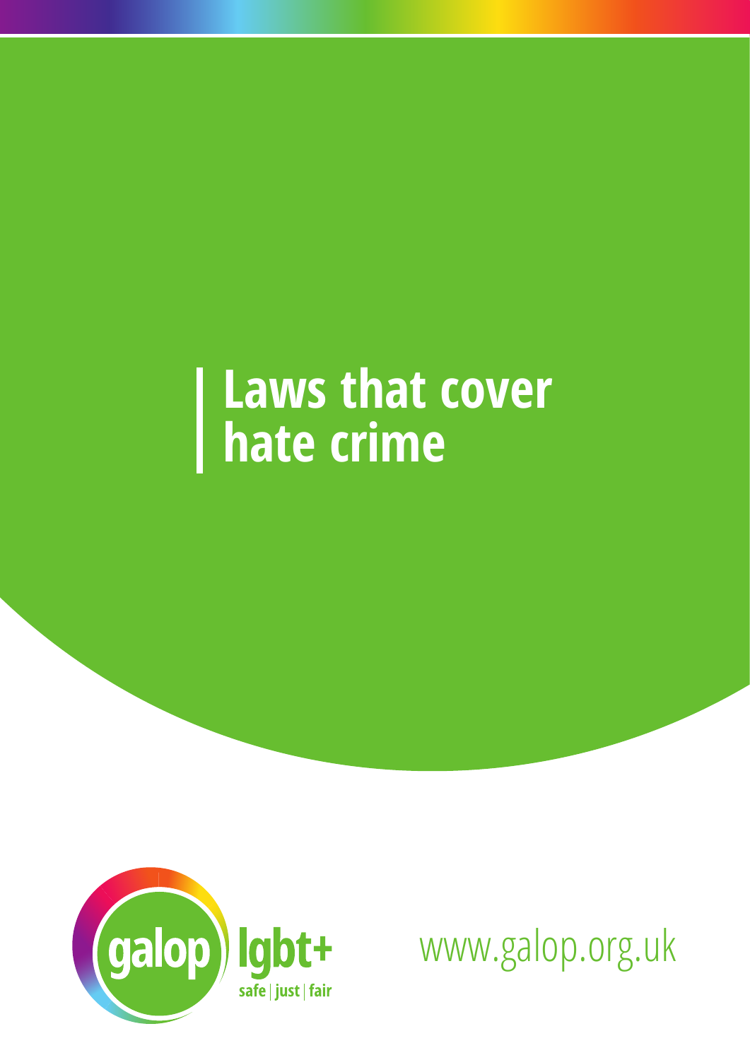# Laws that cover hate crime

galop lgbt+

safe | just | fair

www.galop.org.uk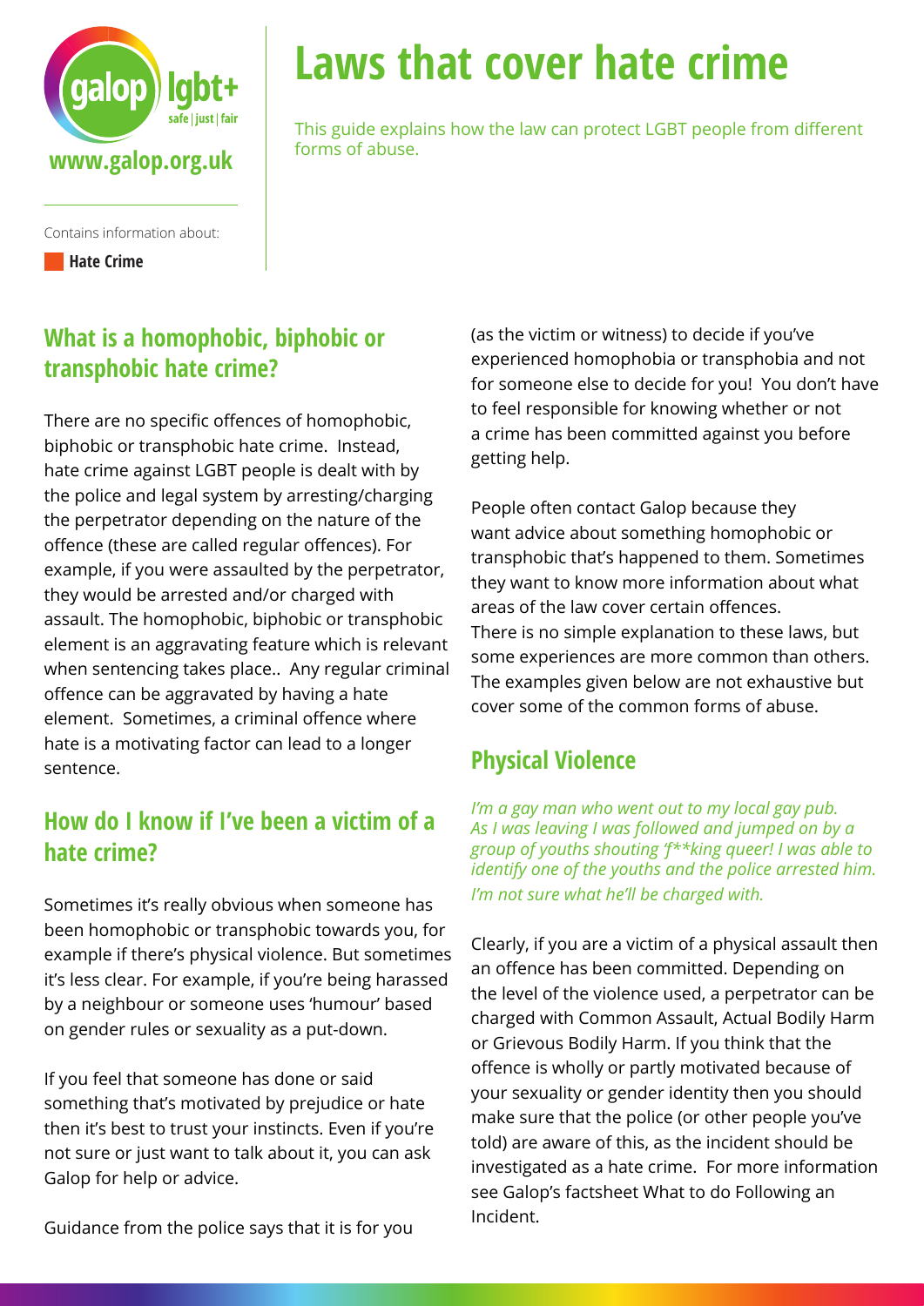# Laws that cover hate crime

This guide explains how the law can protect LGBT people from different forms of abuse.

Contains information about:

**Hate Crime**

## What is a homophobic, biphobic or transphobic hate crime?

There are no specific offences of homophobic, biphobic or transphobic hate crime. Instead, hate crime against LGBT people is dealt with by the police and legal system by arresting/charging the perpetrator depending on the nature of the offence (these are called regular offences). For example, if you were assaulted by the perpetrator, they would be arrested and/or charged with assault. The homophobic, biphobic or transphobic element is an aggravating feature which is relevant when sentencing takes place.. Any regular criminal offence can be aggravated by having a hate element. Sometimes, a criminal offence where hate is a motivating factor can lead to a longer sentence.

## How do I know if I've been a victim of a hate crime?

Sometimes it's really obvious when someone has been homophobic or transphobic towards you, for example if there's physical violence. But sometimes it's less clear. For example, if you're being harassed by a neighbour or someone uses 'humour' based on gender rules or sexuality as a put-down.

If you feel that someone has done or said something that's motivated by prejudice or hate then it's best to trust your instincts. Even if you're not sure or just want to talk about it, you can ask Galop for help or advice.

Guidance from the police says that it is for you (as the victim or witness) to decide if you've experienced homophobia or transphobia and not for someone else to decide for you! You don't have to feel responsible for knowing whether or not a crime has been committed against you before getting help.

People often contact Galop because they want advice about something homophobic or transphobic that's happened to them. Sometimes they want to know more information about what areas of the law cover certain offences. There is no simple explanation to these laws, but some experiences are more common than others. The examples given below are not exhaustive but cover some of the common forms of abuse.

## Physical Violence

*I'm a gay man who went out to my local gay pub. As I was leaving I was followed and jumped on by a group of youths shouting 'f**king queer! I was able to identify one of the youths and the police arrested him. I'm not sure what he'll be charged with.*

Clearly, if you are a victim of a physical assault then an offence has been committed. Depending on the level of the violence used, a perpetrator can be charged with Common Assault, Actual Bodily Harm or Grievous Bodily Harm. If you think that the offence is wholly or partly motivated because of your sexuality or gender identity then you should make sure that the police (or other people you've told) are aware of this, as the incident should be investigated as a hate crime. For more information see Galop's factsheet What to do Following an Incident.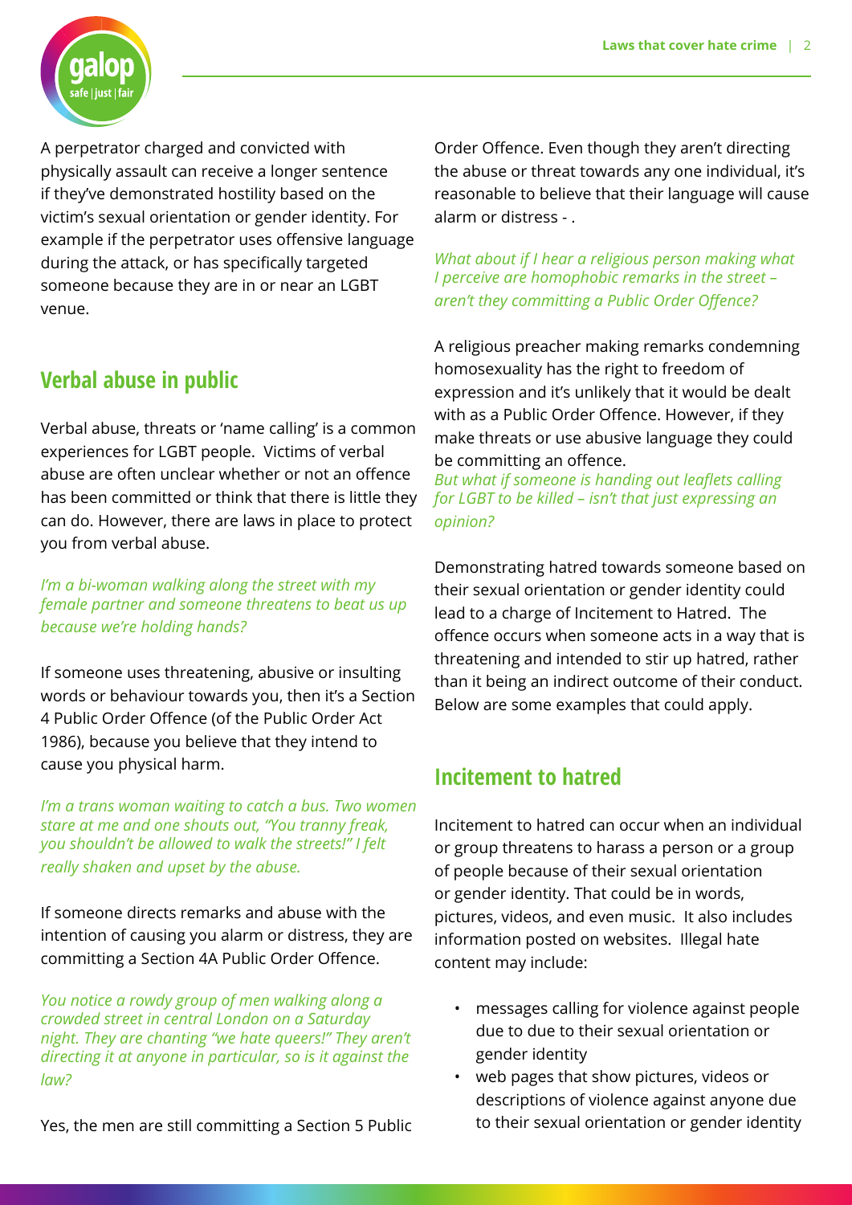A perpetrator charged and convicted with physically assault can receive a longer sentence if they've demonstrated hostility based on the victim's sexual orientation or gender identity. For example if the perpetrator uses offensive language during the attack, or has specifically targeted someone because they are in or near an LGBT venue.

## Verbal abuse in public

Verbal abuse, threats or 'name calling' is a common experiences for LGBT people. Victims of verbal abuse are often unclear whether or not an offence has been committed or think that there is little they can do. However, there are laws in place to protect you from verbal abuse.

*I'm a bi-woman walking along the street with my female partner and someone threatens to beat us up because we're holding hands?*

If someone uses threatening, abusive or insulting words or behaviour towards you, then it's a Section 4 Public Order Offence (of the Public Order Act 1986), because you believe that they intend to cause you physical harm.

*I'm a trans woman waiting to catch a bus. Two women stare at me and one shouts out, "You tranny freak, you shouldn't be allowed to walk the streets!" I felt really shaken and upset by the abuse.*

If someone directs remarks and abuse with the intention of causing you alarm or distress, they are committing a Section 4A Public Order Offence.

*You notice a rowdy group of men walking along a crowded street in central London on a Saturday night. They are chanting "we hate queers!" They aren't directing it at anyone in particular, so is it against the law?*

Yes, the men are still committing a Section 5 Public Order Offence. Even though they aren't directing the abuse or threat towards any one individual, it's reasonable to believe that their language will cause alarm or distress - .

*What about if I hear a religious person making what I perceive are homophobic remarks in the street – aren't they committing a Public Order Offence?*

A religious preacher making remarks condemning homosexuality has the right to freedom of expression and it's unlikely that it would be dealt with as a Public Order Offence. However, if they make threats or use abusive language they could be committing an offence.

*But what if someone is handing out leaflets calling for LGBT to be killed – isn't that just expressing an opinion?*

Demonstrating hatred towards someone based on their sexual orientation or gender identity could lead to a charge of Incitement to Hatred. The offence occurs when someone acts in a way that is threatening and intended to stir up hatred, rather than it being an indirect outcome of their conduct. Below are some examples that could apply.

## Incitement to hatred

Incitement to hatred can occur when an individual or group threatens to harass a person or a group of people because of their sexual orientation or gender identity. That could be in words, pictures, videos, and even music. It also includes information posted on websites. Illegal hate content may include:

- messages calling for violence against people due to due to their sexual orientation or gender identity
- web pages that show pictures, videos or descriptions of violence against anyone due to their sexual orientation or gender identity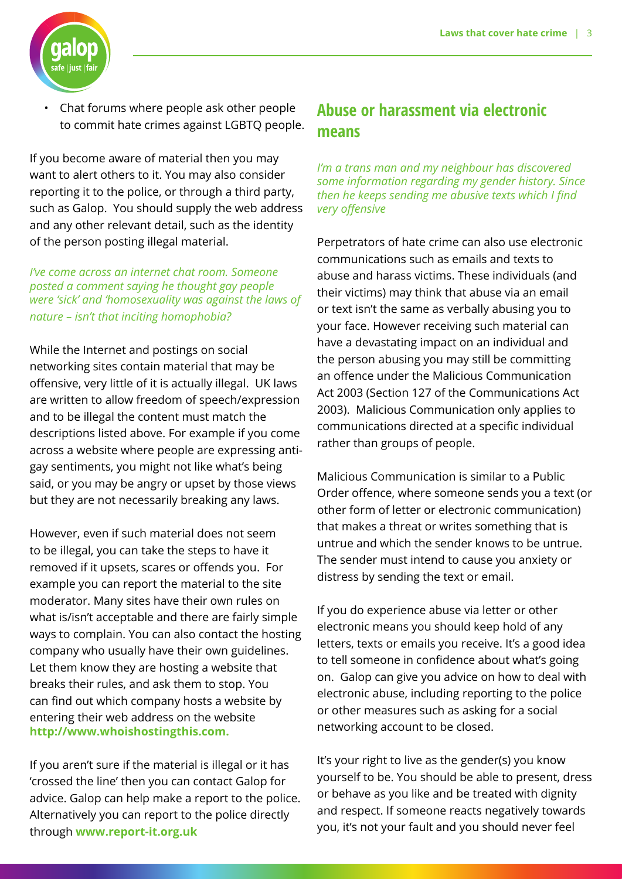- Chat forums where people ask other people to commit hate crimes against LGBTQ people.

If you become aware of material then you may want to alert others to it. You may also consider reporting it to the police, or through a third party, such as Galop. You should supply the web address and any other relevant detail, such as the identity of the person posting illegal material.

*I've come across an internet chat room. Someone posted a comment saying he thought gay people were 'sick' and 'homosexuality was against the laws of nature – isn't that inciting homophobia?*

While the Internet and postings on social networking sites contain material that may be offensive, very little of it is actually illegal. UK laws are written to allow freedom of speech/expression and to be illegal the content must match the descriptions listed above. For example if you come across a website where people are expressing anti-gay sentiments, you might not like what's being said, or you may be angry or upset by those views but they are not necessarily breaking any laws.

However, even if such material does not seem to be illegal, you can take the steps to have it removed if it upsets, scares or offends you. For example you can report the material to the site moderator. Many sites have their own rules on what is/isn't acceptable and there are fairly simple ways to complain. You can also contact the hosting company who usually have their own guidelines. Let them know they are hosting a website that breaks their rules, and ask them to stop. You can find out which company hosts a website by entering their web address on the website **http://www.whoishostingthis.com.**

If you aren't sure if the material is illegal or it has 'crossed the line' then you can contact Galop for advice. Galop can help make a report to the police. Alternatively you can report to the police directly through **www.report-it.org.uk**

## Abuse or harassment via electronic means

*I'm a trans man and my neighbour has discovered some information regarding my gender history. Since then he keeps sending me abusive texts which I find very offensive*

Perpetrators of hate crime can also use electronic communications such as emails and texts to abuse and harass victims. These individuals (and their victims) may think that abuse via an email or text isn't the same as verbally abusing you to your face. However receiving such material can have a devastating impact on an individual and the person abusing you may still be committing an offence under the Malicious Communication Act 2003 (Section 127 of the Communications Act 2003). Malicious Communication only applies to communications directed at a specific individual rather than groups of people.

Malicious Communication is similar to a Public Order offence, where someone sends you a text (or other form of letter or electronic communication) that makes a threat or writes something that is untrue and which the sender knows to be untrue. The sender must intend to cause you anxiety or distress by sending the text or email.

If you do experience abuse via letter or other electronic means you should keep hold of any letters, texts or emails you receive. It's a good idea to tell someone in confidence about what's going on. Galop can give you advice on how to deal with electronic abuse, including reporting to the police or other measures such as asking for a social networking account to be closed.

It's your right to live as the gender(s) you know yourself to be. You should be able to present, dress or behave as you like and be treated with dignity and respect. If someone reacts negatively towards you, it's not your fault and you should never feel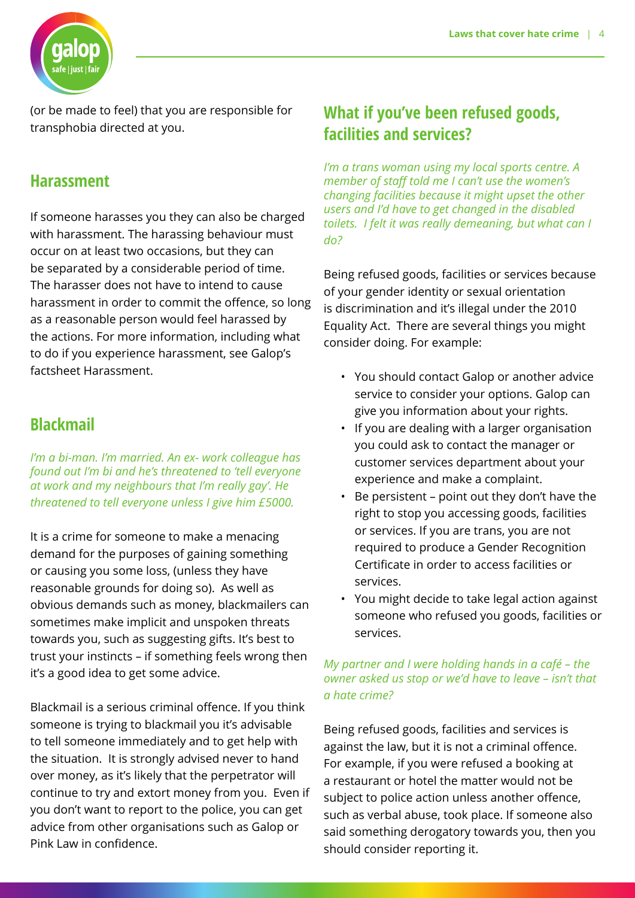(or be made to feel) that you are responsible for transphobia directed at you.

## Harassment

If someone harasses you they can also be charged with harassment. The harassing behaviour must occur on at least two occasions, but they can be separated by a considerable period of time. The harasser does not have to intend to cause harassment in order to commit the offence, so long as a reasonable person would feel harassed by the actions. For more information, including what to do if you experience harassment, see Galop's factsheet Harassment.

## Blackmail

*I'm a bi-man. I'm married. An ex- work colleague has found out I'm bi and he's threatened to 'tell everyone at work and my neighbours that I'm really gay'. He threatened to tell everyone unless I give him £5000.*

It is a crime for someone to make a menacing demand for the purposes of gaining something or causing you some loss, (unless they have reasonable grounds for doing so). As well as obvious demands such as money, blackmailers can sometimes make implicit and unspoken threats towards you, such as suggesting gifts. It's best to trust your instincts – if something feels wrong then it's a good idea to get some advice.

Blackmail is a serious criminal offence. If you think someone is trying to blackmail you it's advisable to tell someone immediately and to get help with the situation. It is strongly advised never to hand over money, as it's likely that the perpetrator will continue to try and extort money from you. Even if you don't want to report to the police, you can get advice from other organisations such as Galop or Pink Law in confidence.

## What if you've been refused goods, facilities and services?

*I'm a trans woman using my local sports centre. A member of staff told me I can't use the women's changing facilities because it might upset the other users and I'd have to get changed in the disabled toilets. I felt it was really demeaning, but what can I do?*

Being refused goods, facilities or services because of your gender identity or sexual orientation is discrimination and it's illegal under the 2010 Equality Act. There are several things you might consider doing. For example:

- You should contact Galop or another advice service to consider your options. Galop can give you information about your rights.
- If you are dealing with a larger organisation you could ask to contact the manager or customer services department about your experience and make a complaint.
- Be persistent – point out they don't have the right to stop you accessing goods, facilities or services. If you are trans, you are not required to produce a Gender Recognition Certificate in order to access facilities or services.
- You might decide to take legal action against someone who refused you goods, facilities or services.

*My partner and I were holding hands in a café – the owner asked us stop or we'd have to leave – isn't that a hate crime?*

Being refused goods, facilities and services is against the law, but it is not a criminal offence. For example, if you were refused a booking at a restaurant or hotel the matter would not be subject to police action unless another offence, such as verbal abuse, took place. If someone also said something derogatory towards you, then you should consider reporting it.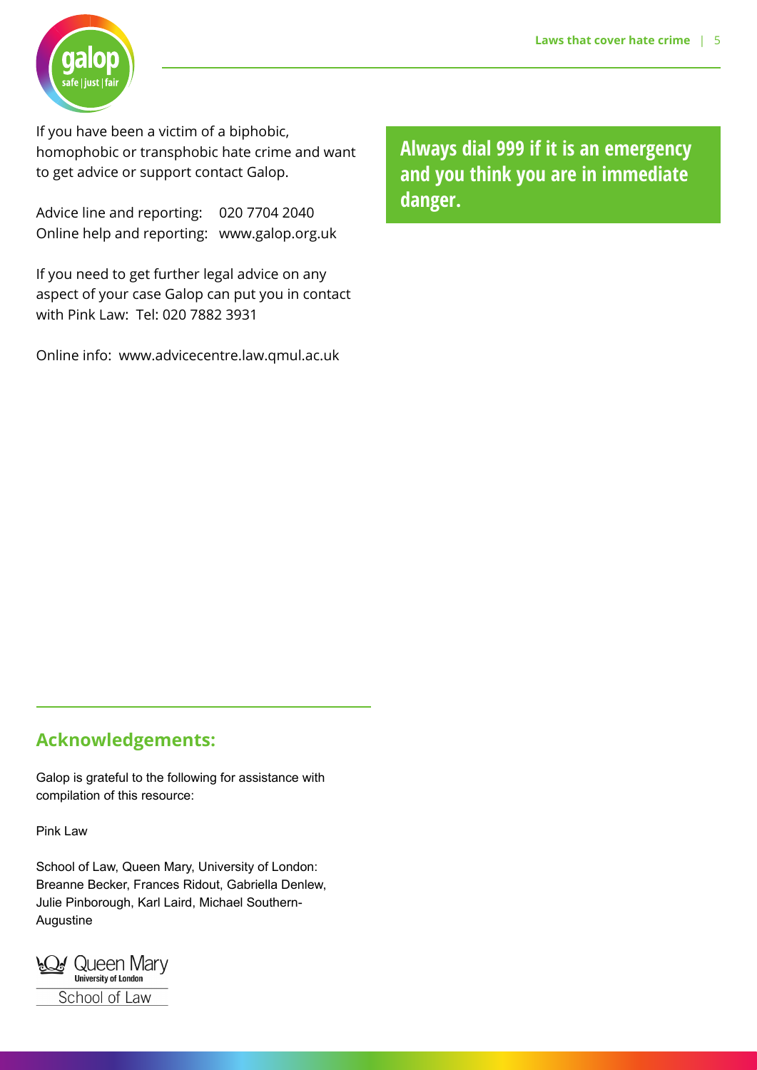If you have been a victim of a biphobic, homophobic or transphobic hate crime and want to get advice or support contact Galop.

Advice line and reporting: 020 7704 2040
Online help and reporting: www.galop.org.uk

If you need to get further legal advice on any aspect of your case Galop can put you in contact with Pink Law: Tel: 020 7882 3931

Online info: www.advicecentre.law.qmul.ac.uk

**Always dial 999 if it is an emergency and you think you are in immediate danger.**

## Acknowledgements:

Galop is grateful to the following for assistance with compilation of this resource:

Pink Law

School of Law, Queen Mary, University of London: Breanne Becker, Frances Ridout, Gabriella Denlew, Julie Pinborough, Karl Laird, Michael Southern-Augustine

Queen Mary University of London School of Law